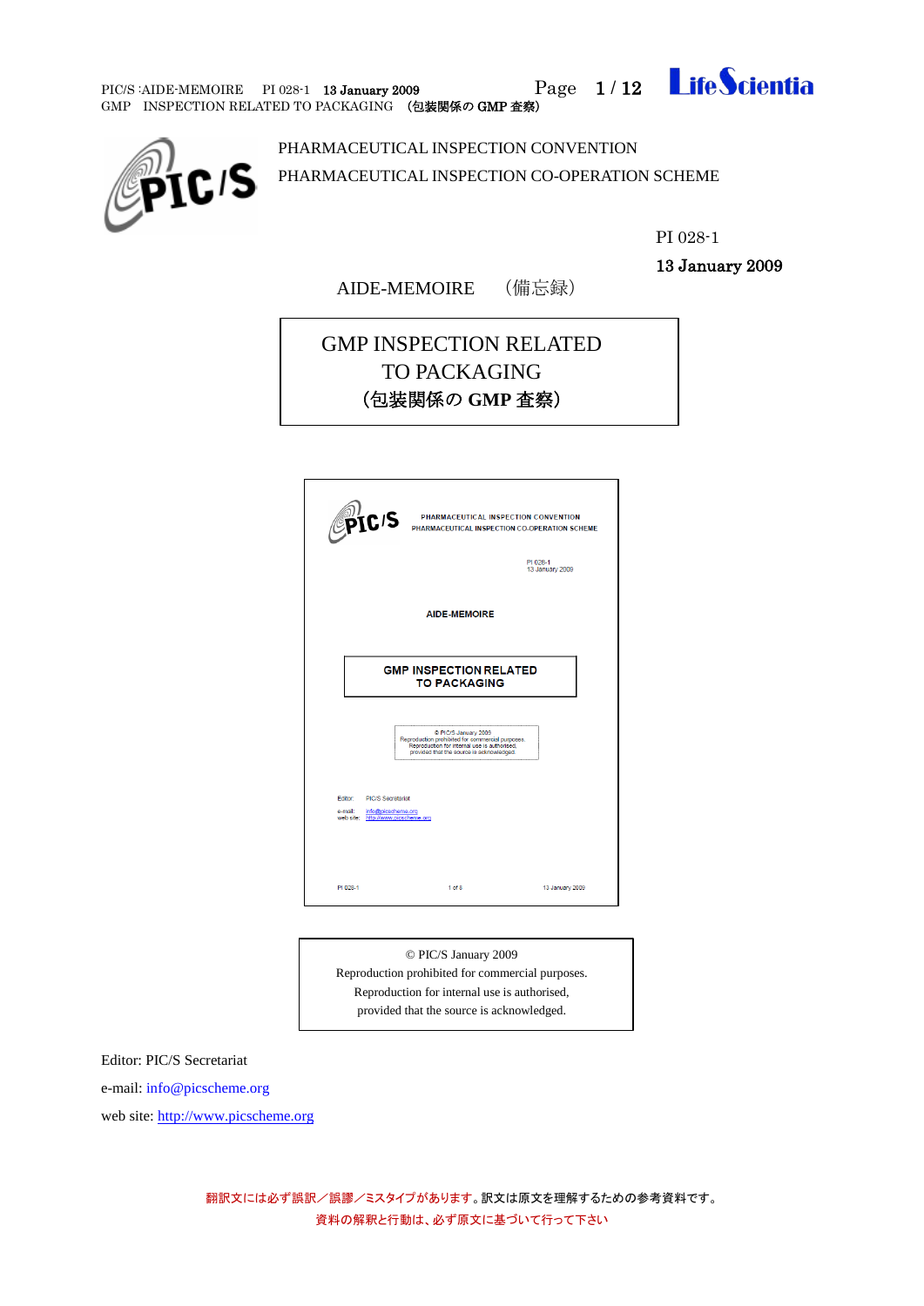PHARMACEUTICAL INSPECTION CONVENTION

PHARMACEUTICAL INSPECTION CO-OPERATION SCHEME

PI 028-1

**13 January 2009**

AIDE-MEMOIRE　（備忘録）

# GMP INSPECTION RELATED TO PACKAGING

# （包装関係の GMP 査察）

© PIC/S January 2009

Reproduction prohibited for commercial purposes.

Reproduction for internal use is authorised,

provided that the source is acknowledged.

Editor: PIC/S Secretariat

e-mail: info@picscheme.org

web site: http://www.picscheme.org

翻訳文には必ず誤訳／誤謬／ミスタイプがあります。訳文は原文を理解するための参考資料です。

資料の解釈と行動は、必ず原文に基づいて行って下さい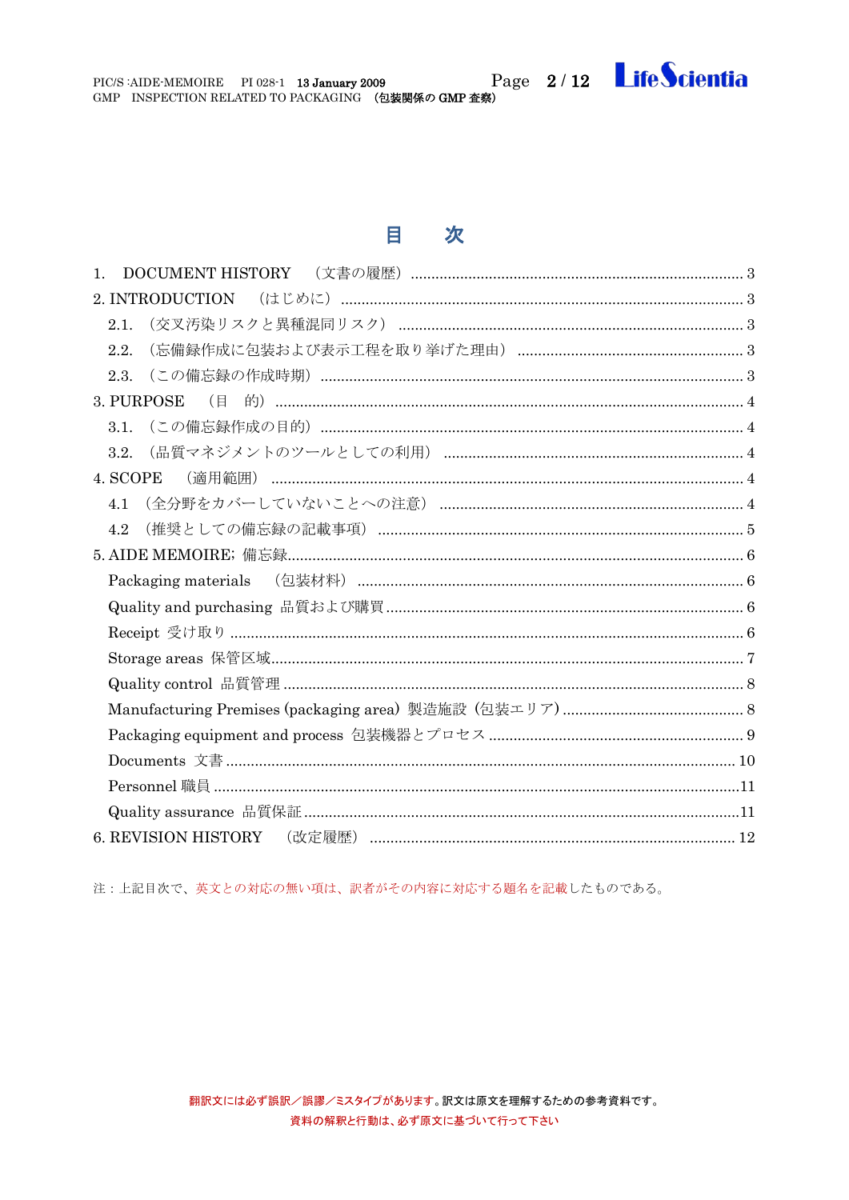# 目　次

1. DOCUMENT HISTORY　（文書の履歴）............................................................ 3

2. INTRODUCTION　（はじめに）............................................................ 3

  2.1.（交叉汚染リスクと異種混同リスク）............................................................ 3

  2.2.（忘備録作成に包装および表示工程を取り挙げた理由）............................................................ 3

  2.3.（この備忘録の作成時期）............................................................ 3

3. PURPOSE　（目　的）............................................................ 4

  3.1.（この備忘録作成の目的）............................................................ 4

  3.2.（品質マネジメントのツールとしての利用）............................................................ 4

4. SCOPE　（適用範囲）............................................................ 4

  4.1（全分野をカバーしていないことへの注意）............................................................ 4

  4.2（推奨としての備忘録の記載事項）............................................................ 5

5. AIDE MEMOIRE; 備忘録............................................................ 6

  Packaging materials　（包装材料）............................................................ 6

  Quality and purchasing 品質および購買............................................................ 6

  Receipt 受け取り............................................................ 6

  Storage areas 保管区域............................................................ 7

  Quality control 品質管理............................................................ 8

  Manufacturing Premises (packaging area) 製造施設（包装エリア）............................................................ 8

  Packaging equipment and process 包装機器とプロセス............................................................ 9

  Documents 文書............................................................ 10

  Personnel 職員............................................................ 11

  Quality assurance 品質保証............................................................ 11

6. REVISION HISTORY　（改定履歴）............................................................ 12

注：上記目次で、英文との対応の無い項は、訳者がその内容に対応する題名を記載したものである。

翻訳文には必ず誤訳／誤謬／ミスタイプがあります。訳文は原文を理解するための参考資料です。
資料の解釈と行動は、必ず原文に基づいて行って下さい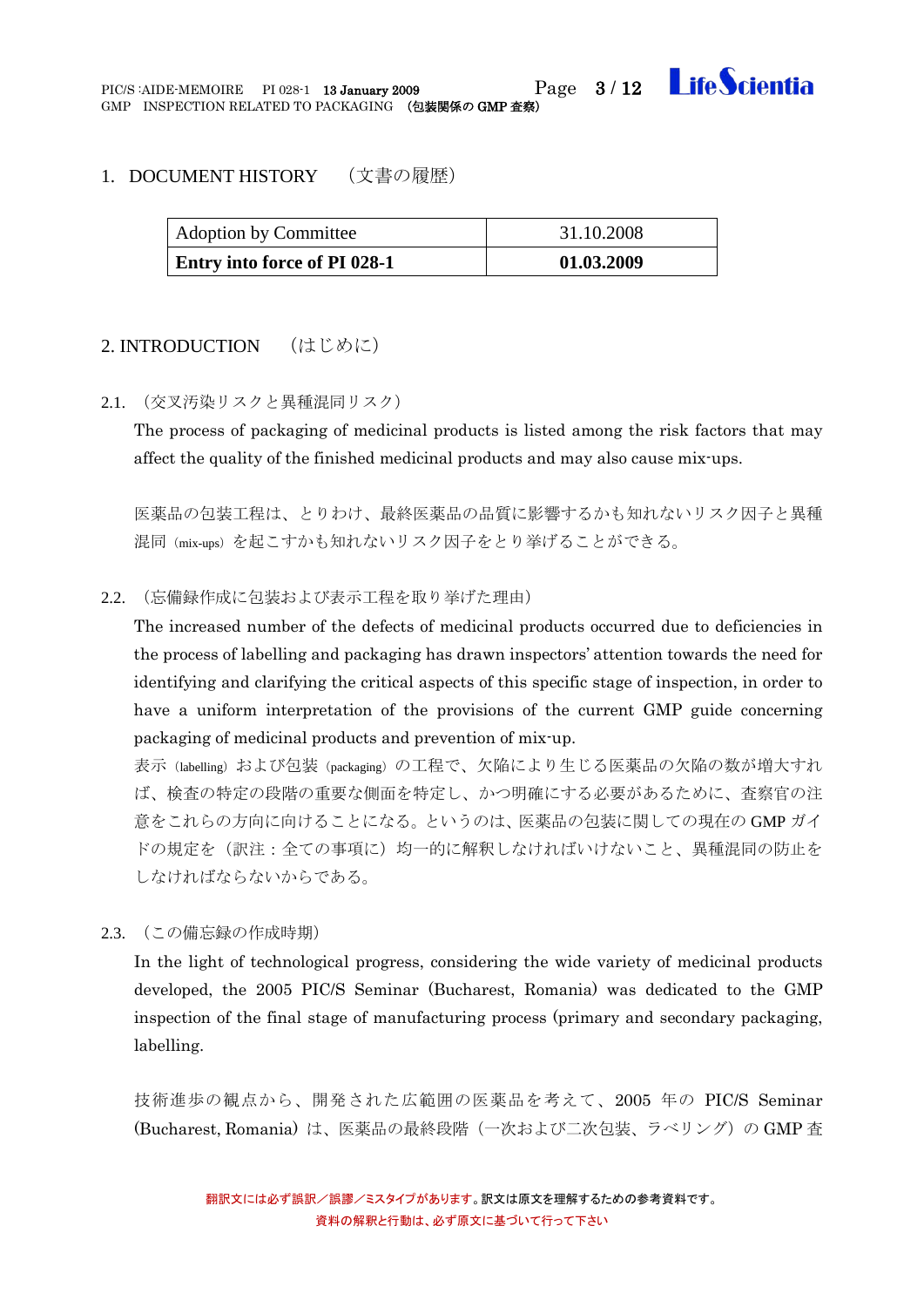## 1. DOCUMENT HISTORY　（文書の履歴）

| Adoption by Committee | 31.10.2008 |
|---|---|
| **Entry into force of PI 028-1** | **01.03.2009** |

## 2. INTRODUCTION　（はじめに）

2.1.　（交叉汚染リスクと異種混同リスク）

The process of packaging of medicinal products is listed among the risk factors that may affect the quality of the finished medicinal products and may also cause mix-ups.

医薬品の包装工程は、とりわけ、最終医薬品の品質に影響するかも知れないリスク因子と異種混同（mix-ups）を起こすかも知れないリスク因子をとり挙げることができる。

2.2.　（忘備録作成に包装および表示工程を取り挙げた理由）

The increased number of the defects of medicinal products occurred due to deficiencies in the process of labelling and packaging has drawn inspectors' attention towards the need for identifying and clarifying the critical aspects of this specific stage of inspection, in order to have a uniform interpretation of the provisions of the current GMP guide concerning packaging of medicinal products and prevention of mix-up.

表示（labelling）および包装（packaging）の工程で、欠陥により生じる医薬品の欠陥の数が増大すれば、検査の特定の段階の重要な側面を特定し、かつ明確にする必要があるために、査察官の注意をこれらの方向に向けることになる。というのは、医薬品の包装に関しての現在の GMP ガイドの規定を（訳注：全ての事項に）均一的に解釈しなければいけないこと、異種混同の防止をしなければならないからである。

2.3.　（この備忘録の作成時期）

In the light of technological progress, considering the wide variety of medicinal products developed, the 2005 PIC/S Seminar (Bucharest, Romania) was dedicated to the GMP inspection of the final stage of manufacturing process (primary and secondary packaging, labelling.

技術進歩の観点から、開発された広範囲の医薬品を考えて、2005 年の PIC/S Seminar (Bucharest, Romania) は、医薬品の最終段階（一次および二次包装、ラベリング）の GMP 査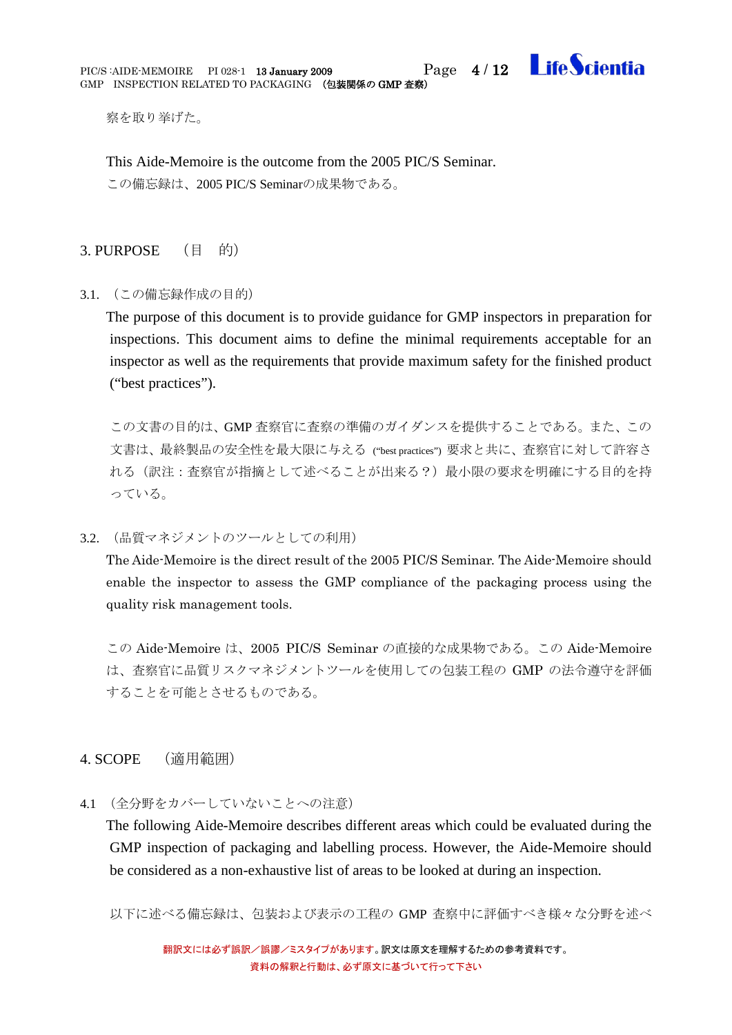察を取り挙げた。

This Aide-Memoire is the outcome from the 2005 PIC/S Seminar.
この備忘録は、2005 PIC/S Seminarの成果物である。

## 3. PURPOSE　（目　的）

3.1.　（この備忘録作成の目的）

The purpose of this document is to provide guidance for GMP inspectors in preparation for inspections. This document aims to define the minimal requirements acceptable for an inspector as well as the requirements that provide maximum safety for the finished product (“best practices”).

この文書の目的は、GMP 査察官に査察の準備のガイダンスを提供することである。また、この文書は、最終製品の安全性を最大限に与える (“best practices”) 要求と共に、査察官に対して許容される（訳注：査察官が指摘として述べることが出来る？）最小限の要求を明確にする目的を持っている。

3.2.　（品質マネジメントのツールとしての利用）

The Aide-Memoire is the direct result of the 2005 PIC/S Seminar. The Aide-Memoire should enable the inspector to assess the GMP compliance of the packaging process using the quality risk management tools.

この Aide-Memoire は、2005 PIC/S Seminar の直接的な成果物である。この Aide-Memoire は、査察官に品質リスクマネジメントツールを使用しての包装工程の GMP の法令遵守を評価することを可能とさせるものである。

## 4. SCOPE　（適用範囲）

4.1　（全分野をカバーしていないことへの注意）

The following Aide-Memoire describes different areas which could be evaluated during the GMP inspection of packaging and labelling process. However, the Aide-Memoire should be considered as a non-exhaustive list of areas to be looked at during an inspection.

以下に述べる備忘録は、包装および表示の工程の GMP 査察中に評価すべき様々な分野を述べ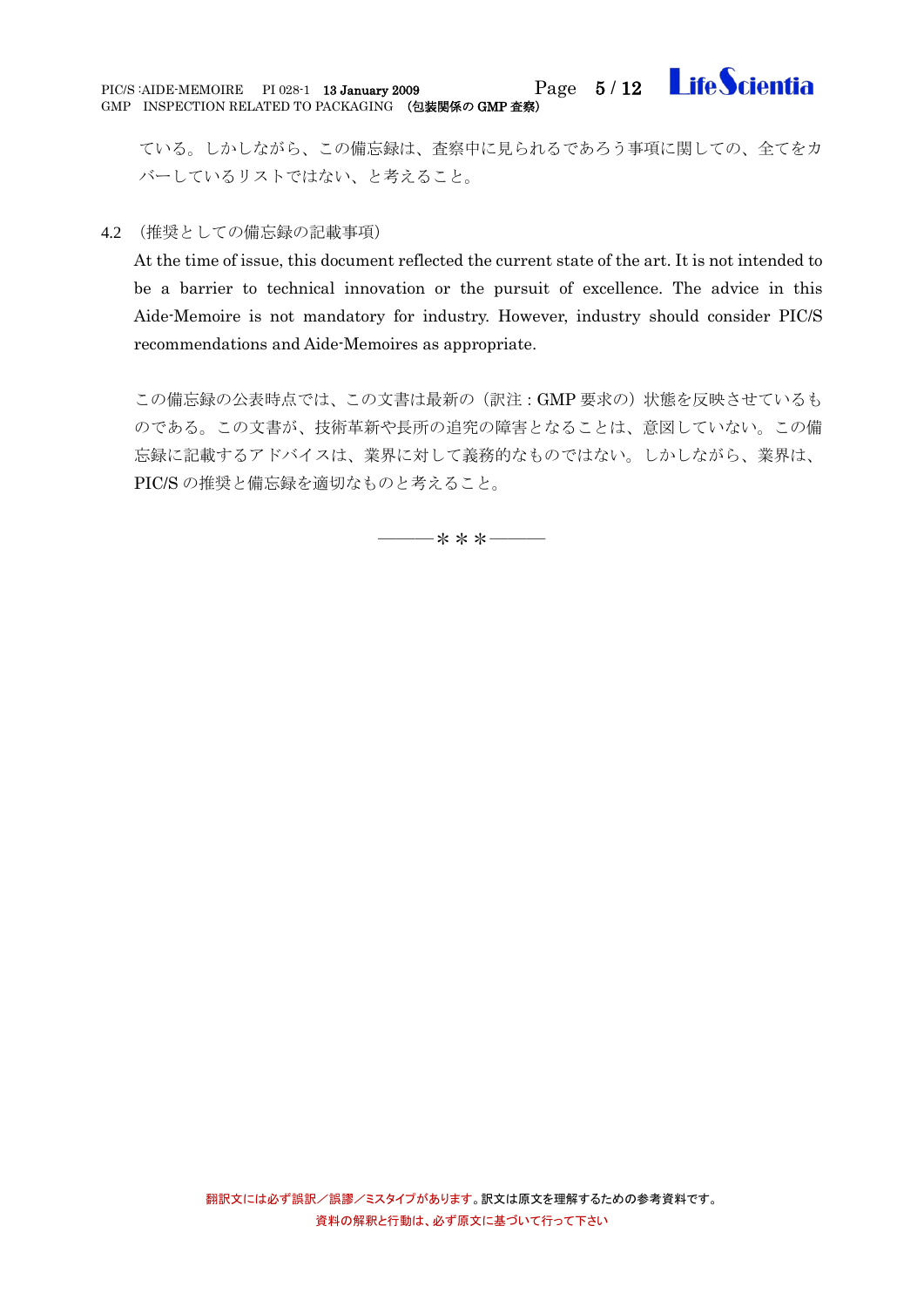ている。しかしながら、この備忘録は、査察中に見られるであろう事項に関しての、全てをカバーしているリストではない、と考えること。

4.2 （推奨としての備忘録の記載事項）

At the time of issue, this document reflected the current state of the art. It is not intended to be a barrier to technical innovation or the pursuit of excellence. The advice in this Aide-Memoire is not mandatory for industry. However, industry should consider PIC/S recommendations and Aide-Memoires as appropriate.

この備忘録の公表時点では、この文書は最新の（訳注：GMP 要求の）状態を反映させているものである。この文書が、技術革新や長所の追究の障害となることは、意図していない。この備忘録に記載するアドバイスは、業界に対して義務的なものではない。しかしながら、業界は、PIC/S の推奨と備忘録を適切なものと考えること。

———＊＊＊———

翻訳文には必ず誤訳／誤謬／ミスタイプがあります。訳文は原文を理解するための参考資料です。
資料の解釈と行動は、必ず原文に基づいて行って下さい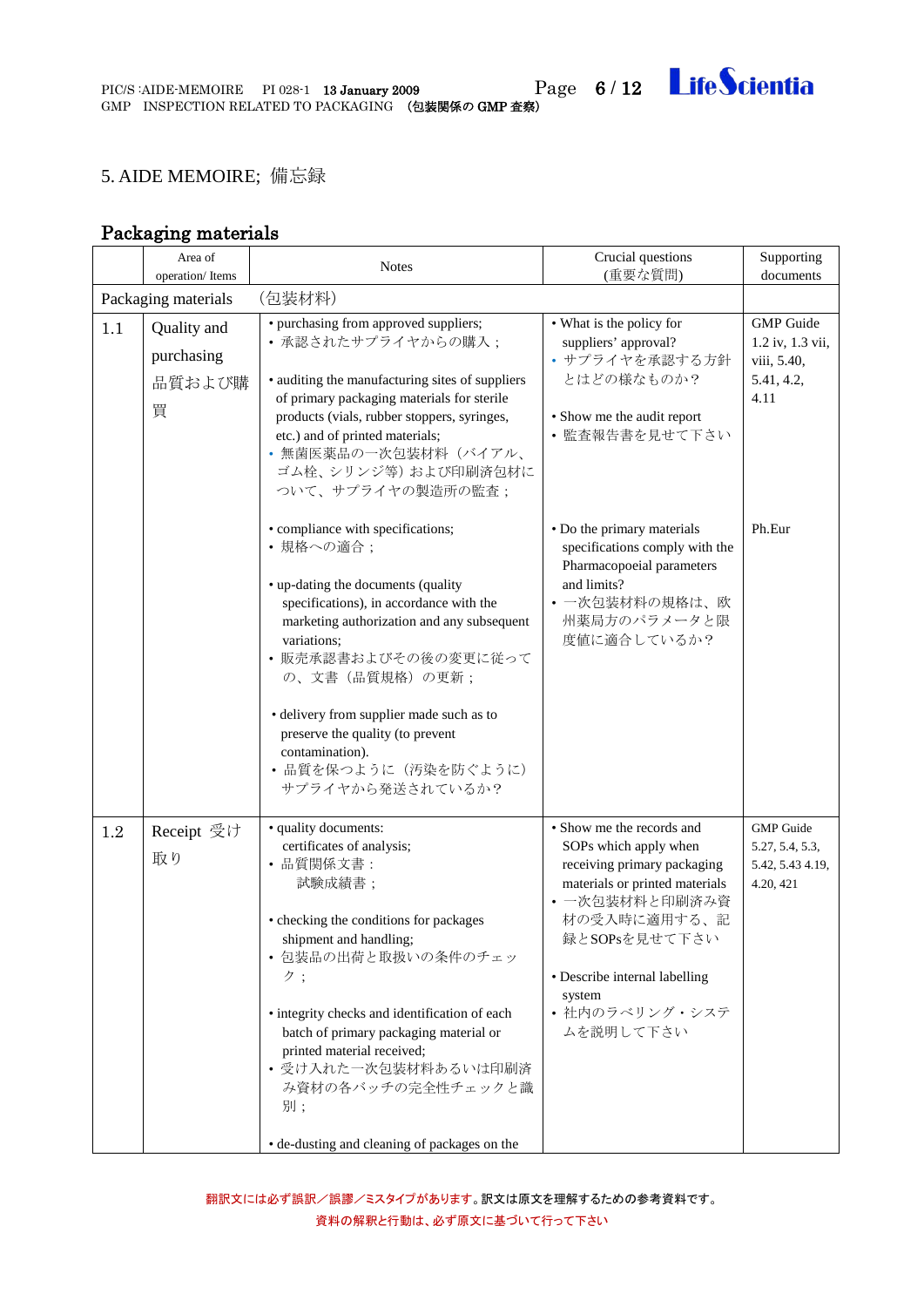## 5. AIDE MEMOIRE; 備忘録

### Packaging materials

| | Area of operation/ Items | Notes | Crucial questions (重要な質問) | Supporting documents |
|---|---|---|---|---|
| Packaging materials | | (包装材料) | | |
| 1.1 | Quality and purchasing 品質および購買 | • purchasing from approved suppliers;<br>• 承認されたサプライヤからの購入；<br><br>• auditing the manufacturing sites of suppliers of primary packaging materials for sterile products (vials, rubber stoppers, syringes, etc.) and of printed materials;<br>• 無菌医薬品の一次包装材料（バイアル、ゴム栓、シリンジ等）および印刷済包材について、サプライヤの製造所の監査； | • What is the policy for suppliers' approval?<br>• サプライヤを承認する方針とはどの様なものか？<br><br>• Show me the audit report<br>• 監査報告書を見せて下さい | GMP Guide 1.2 iv, 1.3 vii, viii, 5.40, 5.41, 4.2, 4.11 |
| | | • compliance with specifications;<br>• 規格への適合；<br><br>• up-dating the documents (quality specifications), in accordance with the marketing authorization and any subsequent variations;<br>• 販売承認書およびその後の変更に従っての、文書（品質規格）の更新；<br><br>• delivery from supplier made such as to preserve the quality (to prevent contamination).<br>• 品質を保つように（汚染を防ぐように）サプライヤから発送されているか？ | • Do the primary materials specifications comply with the Pharmacopoeial parameters and limits?<br>• 一次包装材料の規格は、欧州薬局方のパラメータと限度値に適合しているか？ | Ph.Eur |
| 1.2 | Receipt 受け取り | • quality documents:<br>certificates of analysis;<br>• 品質関係文書：<br>試験成績書；<br><br>• checking the conditions for packages shipment and handling;<br>• 包装品の出荷と取扱いの条件のチェック；<br><br>• integrity checks and identification of each batch of primary packaging material or printed material received;<br>• 受け入れた一次包装材料あるいは印刷済み資材の各バッチの完全性チェックと識別；<br><br>• de-dusting and cleaning of packages on the | • Show me the records and SOPs which apply when receiving primary packaging materials or printed materials<br>• 一次包装材料と印刷済み資材の受入時に適用する、記録とSOPsを見せて下さい<br><br>• Describe internal labelling system<br>• 社内のラベリング・システムを説明して下さい | GMP Guide 5.27, 5.4, 5.3, 5.42, 5.43 4.19, 4.20, 421 |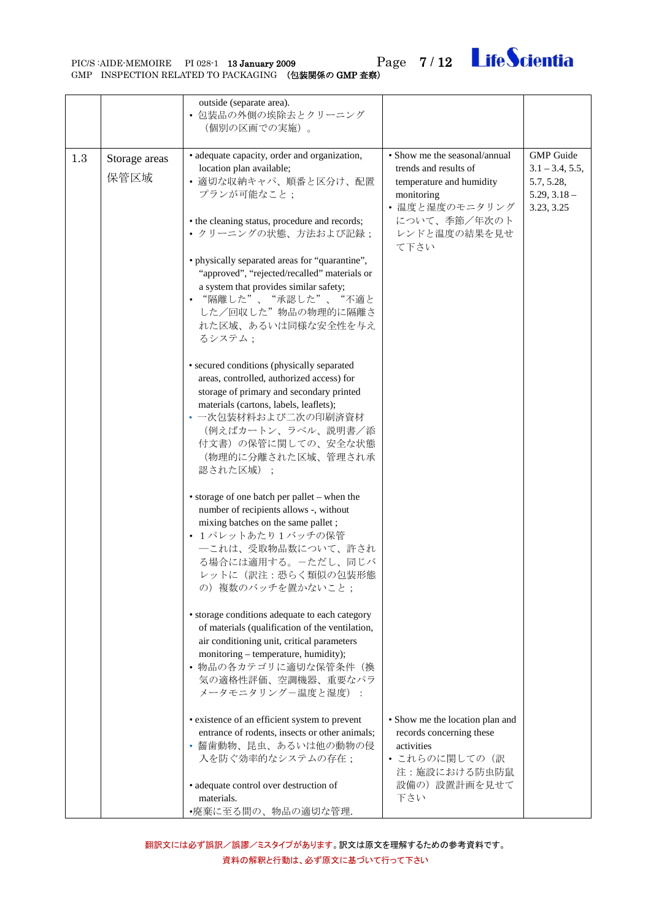| | | | | |
|---|---|---|---|---|
| | | outside (separate area).<br>• 包装品の外側の埃除去とクリーニング（個別の区画での実施）。 | | |
| 1.3 | Storage areas<br>保管区域 | • adequate capacity, order and organization, location plan available;<br>• 適切な収納キャパ、順番と区分け、配置プランが可能なこと；<br><br>• the cleaning status, procedure and records;<br>• クリーニングの状態、方法および記録；<br><br>• physically separated areas for "quarantine", "approved", "rejected/recalled" materials or a system that provides similar safety;<br>• "隔離した"、"承認した"、"不適とした／回収した"物品の物理的に隔離された区域、あるいは同様な安全性を与えるシステム；<br><br>• secured conditions (physically separated areas, controlled, authorized access) for storage of primary and secondary printed materials (cartons, labels, leaflets);<br>• 一次包装材料および二次の印刷済資材（例えばカートン、ラベル、説明書／添付文書）の保管に関しての、安全な状態（物理的に分離された区域、管理され承認された区域）；<br><br>• storage of one batch per pallet – when the number of recipients allows -, without mixing batches on the same pallet ;<br>• 1パレットあたり1バッチの保管—これは、受取物品数について、許される場合には適用する。－ただし、同じパレットに（訳注：恐らく類似の包装形態の）複数のバッチを置かないこと；<br><br>• storage conditions adequate to each category of materials (qualification of the ventilation, air conditioning unit, critical parameters monitoring – temperature, humidity);<br>• 物品の各カテゴリに適切な保管条件（換気の適格性評価、空調機器、重要なパラメータモニタリング－温度と湿度）：<br><br>• existence of an efficient system to prevent entrance of rodents, insects or other animals;<br>• 齧歯動物、昆虫、あるいは他の動物の侵入を防ぐ効率的なシステムの存在；<br><br>• adequate control over destruction of materials.<br>•廃棄に至る間の、物品の適切な管理. | • Show me the seasonal/annual trends and results of temperature and humidity monitoring<br>• 温度と湿度のモニタリングについて、季節／年次のトレンドと温度の結果を見せて下さい<br><br>• Show me the location plan and records concerning these activities<br>• これらのに関しての（訳注：施設における防虫防鼠設備の）設置計画を見せて下さい | GMP Guide 3.1 – 3.4, 5.5, 5.7, 5.28, 5.29, 3.18 – 3.23, 3.25 |

翻訳文には必ず誤訳／誤謬／ミスタイプがあります。訳文は原文を理解するための参考資料です。
資料の解釈と行動は、必ず原文に基づいて行って下さい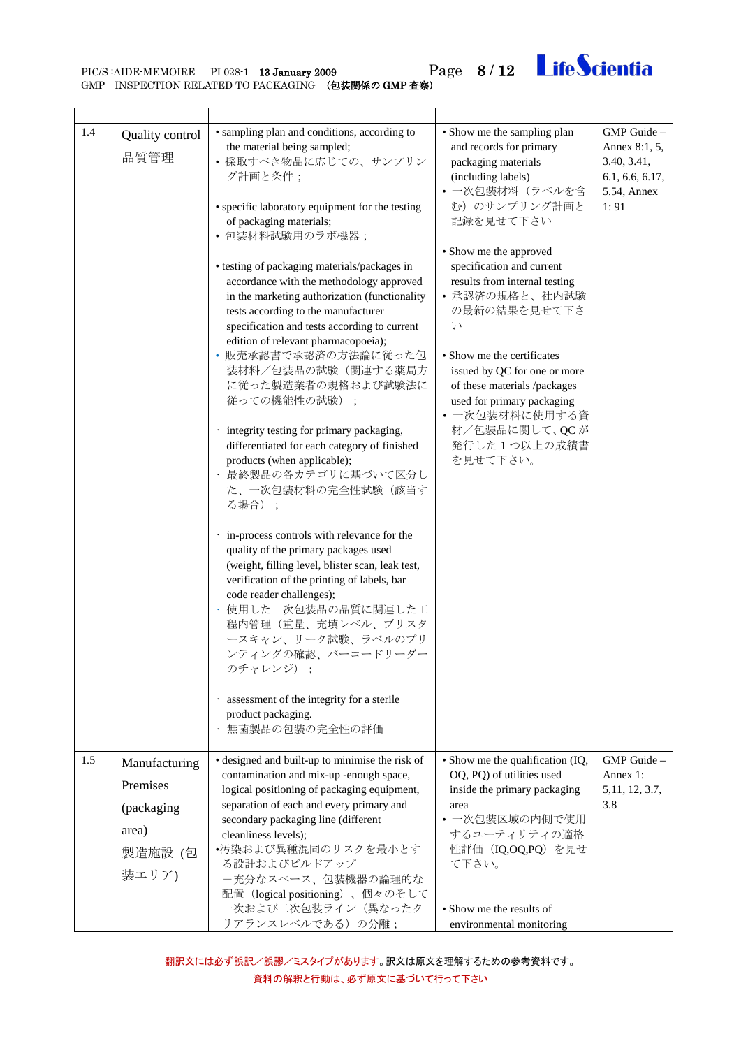| | | | | |
|---|---|---|---|---|
| 1.4 | Quality control<br>品質管理 | • sampling plan and conditions, according to the material being sampled;<br>• 採取すべき物品に応じての、サンプリング計画と条件；<br><br>• specific laboratory equipment for the testing of packaging materials;<br>• 包装材料試験用のラボ機器；<br><br>• testing of packaging materials/packages in accordance with the methodology approved in the marketing authorization (functionality tests according to the manufacturer specification and tests according to current edition of relevant pharmacopoeia);<br>• 販売承認書で承認済の方法論に従った包装材料／包装品の試験（関連する薬局方に従った製造業者の規格および試験法に従っての機能性の試験）；<br><br>· integrity testing for primary packaging, differentiated for each category of finished products (when applicable);<br>· 最終製品の各カテゴリに基づいて区分した、一次包装材料の完全性試験（該当する場合）；<br><br>· in-process controls with relevance for the quality of the primary packages used (weight, filling level, blister scan, leak test, verification of the printing of labels, bar code reader challenges);<br>· 使用した一次包装品の品質に関連した工程内管理（重量、充填レベル、ブリスタースキャン、リーク試験、ラベルのプリンティングの確認、バーコードリーダーのチャレンジ）；<br><br>· assessment of the integrity for a sterile product packaging.<br>· 無菌製品の包装の完全性の評価 | • Show me the sampling plan and records for primary packaging materials (including labels)<br>• 一次包装材料（ラベルを含む）のサンプリング計画と記録を見せて下さい<br><br>• Show me the approved specification and current results from internal testing<br>• 承認済の規格と、社内試験の最新の結果を見せて下さい<br><br>• Show me the certificates issued by QC for one or more of these materials /packages used for primary packaging<br>• 一次包装材料に使用する資材／包装品に関して、QC が発行した１つ以上の成績書を見せて下さい。 | GMP Guide – Annex 8:1, 5, 3.40, 3.41, 6.1, 6.6, 6.17, 5.54, Annex 1: 91 |
| 1.5 | Manufacturing Premises (packaging area)<br>製造施設 (包装エリア) | • designed and built-up to minimise the risk of contamination and mix-up -enough space, logical positioning of packaging equipment, separation of each and every primary and secondary packaging line (different cleanliness levels);<br>•汚染および異種混同のリスクを最小とする設計およびビルドアップ<br>－充分なスペース、包装機器の論理的な配置（logical positioning）、個々のそして一次および二次包装ライン（異なったクリアランスレベルである）の分離； | • Show me the qualification (IQ, OQ, PQ) of utilities used inside the primary packaging area<br>• 一次包装区域の内側で使用するユーティリティの適格性評価（IQ,OQ,PQ）を見せて下さい。<br><br>• Show me the results of environmental monitoring | GMP Guide – Annex 1: 5,11, 12, 3.7, 3.8 |

翻訳文には必ず誤訳／誤謬／ミスタイプがあります。訳文は原文を理解するための参考資料です。
資料の解釈と行動は、必ず原文に基づいて行って下さい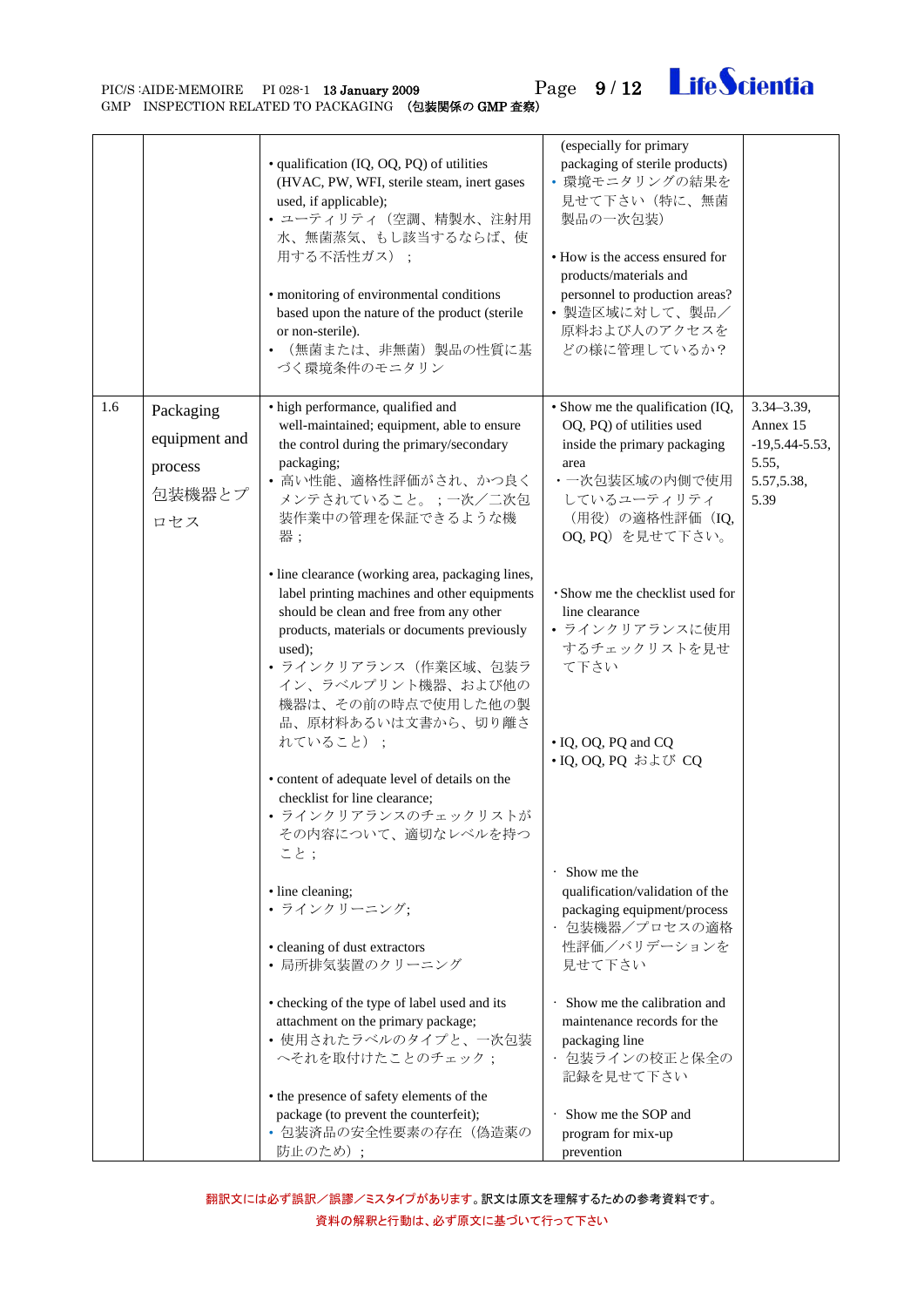| | | | | |
|---|---|---|---|---|
| | | • qualification (IQ, OQ, PQ) of utilities (HVAC, PW, WFI, sterile steam, inert gases used, if applicable);<br>• ユーティリティ（空調、精製水、注射用水、無菌蒸気、もし該当するならば、使用する不活性ガス）；<br><br>• monitoring of environmental conditions based upon the nature of the product (sterile or non-sterile).<br>• （無菌または、非無菌）製品の性質に基づく環境条件のモニタリン | (especially for primary packaging of sterile products)<br>• 環境モニタリングの結果を見せて下さい（特に、無菌製品の一次包装）<br><br>• How is the access ensured for products/materials and personnel to production areas?<br>• 製造区域に対して、製品／原料および人のアクセスをどの様に管理しているか？ | |
| 1.6 | Packaging equipment and process<br>包装機器とプロセス | • high performance, qualified and well-maintained; equipment, able to ensure the control during the primary/secondary packaging;<br>• 高い性能、適格性評価がされ、かつ良くメンテされていること。；一次／二次包装作業中の管理を保証できるような機器；<br><br>• line clearance (working area, packaging lines, label printing machines and other equipments should be clean and free from any other products, materials or documents previously used);<br>• ラインクリアランス（作業区域、包装ライン、ラベルプリント機器、および他の機器は、その前の時点で使用した他の製品、原材料あるいは文書から、切り離されていること）；<br><br>• content of adequate level of details on the checklist for line clearance;<br>• ラインクリアランスのチェックリストが その内容について、適切なレベルを持つこと；<br><br>• line cleaning;<br>• ラインクリーニング;<br><br>• cleaning of dust extractors<br>• 局所排気装置のクリーニング<br><br>• checking of the type of label used and its attachment on the primary package;<br>• 使用されたラベルのタイプと、一次包装へそれを取付けたことのチェック；<br><br>• the presence of safety elements of the package (to prevent the counterfeit);<br>• 包装済品の安全性要素の存在（偽造薬の防止のため）； | • Show me the qualification (IQ, OQ, PQ) of utilities used inside the primary packaging area<br>・一次包装区域の内側で使用しているユーティリティ（用役）の適格性評価（IQ, OQ, PQ）を見せて下さい。<br><br>・Show me the checklist used for line clearance<br>• ラインクリアランスに使用するチェックリストを見せて下さい<br><br>• IQ, OQ, PQ and CQ<br>• IQ, OQ, PQ および CQ<br><br>· Show me the qualification/validation of the packaging equipment/process<br>· 包装機器／プロセスの適格性評価／バリデーションを見せて下さい<br><br>· Show me the calibration and maintenance records for the packaging line<br>· 包装ラインの校正と保全の記録を見せて下さい<br><br>· Show me the SOP and program for mix-up prevention | 3.34–3.39, Annex 15 -19,5.44-5.53, 5.55, 5.57,5.38, 5.39 |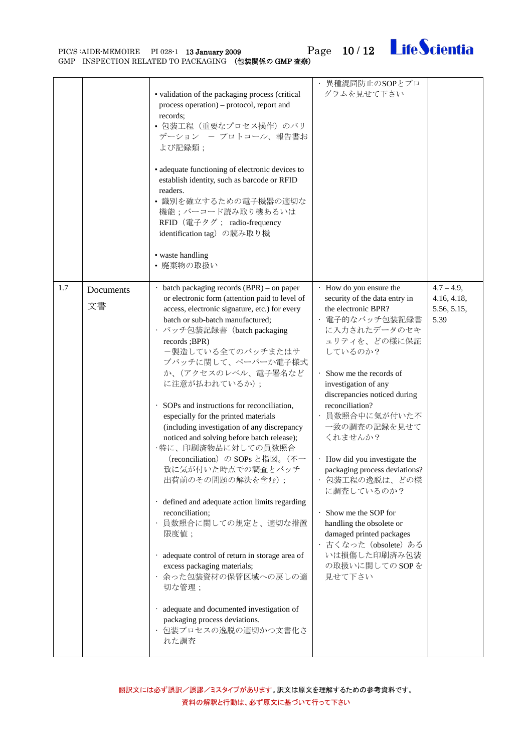| | | | | |
|---|---|---|---|---|
| | | • validation of the packaging process (critical process operation) – protocol, report and records;<br>• 包装工程（重要なプロセス操作）のバリデーション　－ プロトコール、報告書および記録類；<br><br>• adequate functioning of electronic devices to establish identity, such as barcode or RFID readers.<br>• 識別を確立するための電子機器の適切な機能；バーコード読み取り機あるいは RFID（電子タグ； radio-frequency identification tag）の読み取り機<br><br>• waste handling<br>• 廃棄物の取扱い | · 異種混同防止のSOPとプログラムを見せて下さい | |
| 1.7 | Documents<br>文書 | · batch packaging records (BPR) – on paper or electronic form (attention paid to level of access, electronic signature, etc.) for every batch or sub-batch manufactured;<br>· バッチ包装記録書（batch packaging records ;BPR）<br>－製造している全てのバッチまたはサブバッチに関して、ペーパーか電子様式か、（アクセスのレベル、電子署名などに注意が払われているか）；<br><br>· SOPs and instructions for reconciliation, especially for the printed materials (including investigation of any discrepancy noticed and solving before batch release);<br>·特に、印刷済物品に対しての員数照合（reconciliation）の SOPs と指図。（不一致に気が付いた時点での調査とバッチ出荷前のその問題の解決を含む）；<br><br>· defined and adequate action limits regarding reconciliation;<br>· 員数照合に関しての規定と、適切な措置限度値；<br><br>· adequate control of return in storage area of excess packaging materials;<br>· 余った包装資材の保管区域への戻しの適切な管理；<br><br>· adequate and documented investigation of packaging process deviations.<br>· 包装プロセスの逸脱の適切かつ文書化された調査 | · How do you ensure the security of the data entry in the electronic BPR?<br>· 電子的なバッチ包装記録書に入力されたデータのセキュリティを、どの様に保証しているのか？<br><br>· Show me the records of investigation of any discrepancies noticed during reconciliation?<br>· 員数照合中に気が付いた不一致の調査の記録を見せてくれませんか？<br><br>· How did you investigate the packaging process deviations?<br>· 包装工程の逸脱は、どの様に調査しているのか？<br><br>· Show me the SOP for handling the obsolete or damaged printed packages<br>· 古くなった（obsolete）あるいは損傷した印刷済み包装の取扱いに関しての SOP を見せて下さい | 4.7 – 4.9, 4.16, 4.18, 5.56, 5.15, 5.39 |

翻訳文には必ず誤訳／誤謬／ミスタイプがあります。訳文は原文を理解するための参考資料です。
資料の解釈と行動は、必ず原文に基づいて行って下さい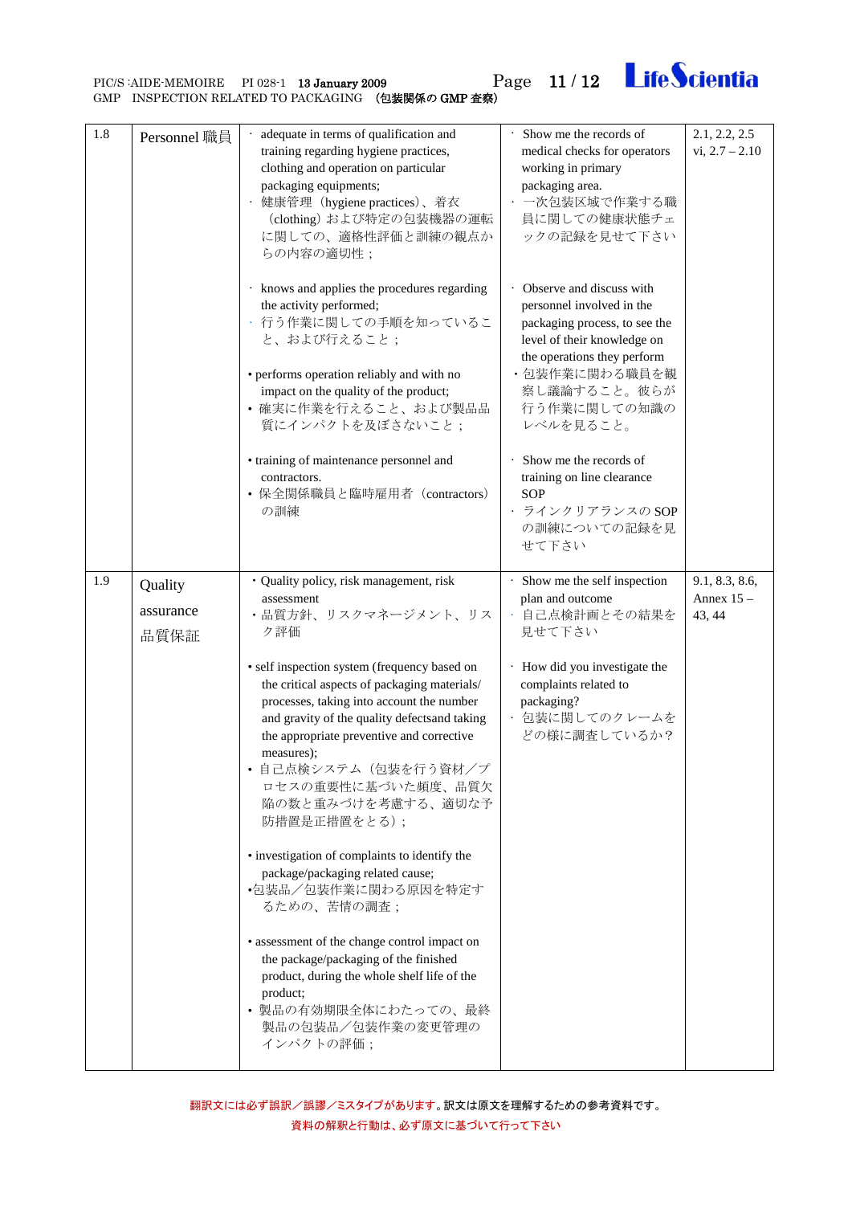| 1.8 | Personnel 職員 | ・ adequate in terms of qualification and training regarding hygiene practices, clothing and operation on particular packaging equipments;<br>・ 健康管理（hygiene practices）、着衣（clothing）および特定の包装機器の運転に関しての、適格性評価と訓練の観点からの内容の適切性；<br><br>・ knows and applies the procedures regarding the activity performed;<br>・ 行う作業に関しての手順を知っていること、および行えること；<br><br>• performs operation reliably and with no impact on the quality of the product;<br>• 確実に作業を行えること、および製品品質にインパクトを及ぼさないこと；<br><br>• training of maintenance personnel and contractors.<br>• 保全関係職員と臨時雇用者（contractors）の訓練 | ・ Show me the records of medical checks for operators working in primary packaging area.<br>・ 一次包装区域で作業する職員に関しての健康状態チェックの記録を見せて下さい<br><br>・ Observe and discuss with personnel involved in the packaging process, to see the level of their knowledge on the operations they perform<br>・包装作業に関わる職員を観察し議論すること。彼らが行う作業に関しての知識のレベルを見ること。<br><br>・ Show me the records of training on line clearance SOP<br>・ ラインクリアランスの SOP の訓練についての記録を見せて下さい | 2.1, 2.2, 2.5 vi, 2.7 – 2.10 |
|---|---|---|---|---|
| 1.9 | Quality assurance 品質保証 | ・Quality policy, risk management, risk assessment<br>・品質方針、リスクマネージメント、リスク評価<br><br>• self inspection system (frequency based on the critical aspects of packaging materials/ processes, taking into account the number and gravity of the quality defectsand taking the appropriate preventive and corrective measures);<br>• 自己点検システム（包装を行う資材／プロセスの重要性に基づいた頻度、品質欠陥の数と重みづけを考慮する、適切な予防措置是正措置をとる）；<br><br>• investigation of complaints to identify the package/packaging related cause;<br>•包装品／包装作業に関わる原因を特定するための、苦情の調査；<br><br>• assessment of the change control impact on the package/packaging of the finished product, during the whole shelf life of the product;<br>• 製品の有効期限全体にわたっての、最終製品の包装品／包装作業の変更管理のインパクトの評価； | ・ Show me the self inspection plan and outcome<br>・ 自己点検計画とその結果を見せて下さい<br><br>・ How did you investigate the complaints related to packaging?<br>・ 包装に関してのクレームをどの様に調査しているか？ | 9.1, 8.3, 8.6, Annex 15 – 43, 44 |

翻訳文には必ず誤訳／誤謬／ミスタイプがあります。訳文は原文を理解するための参考資料です。
資料の解釈と行動は、必ず原文に基づいて行って下さい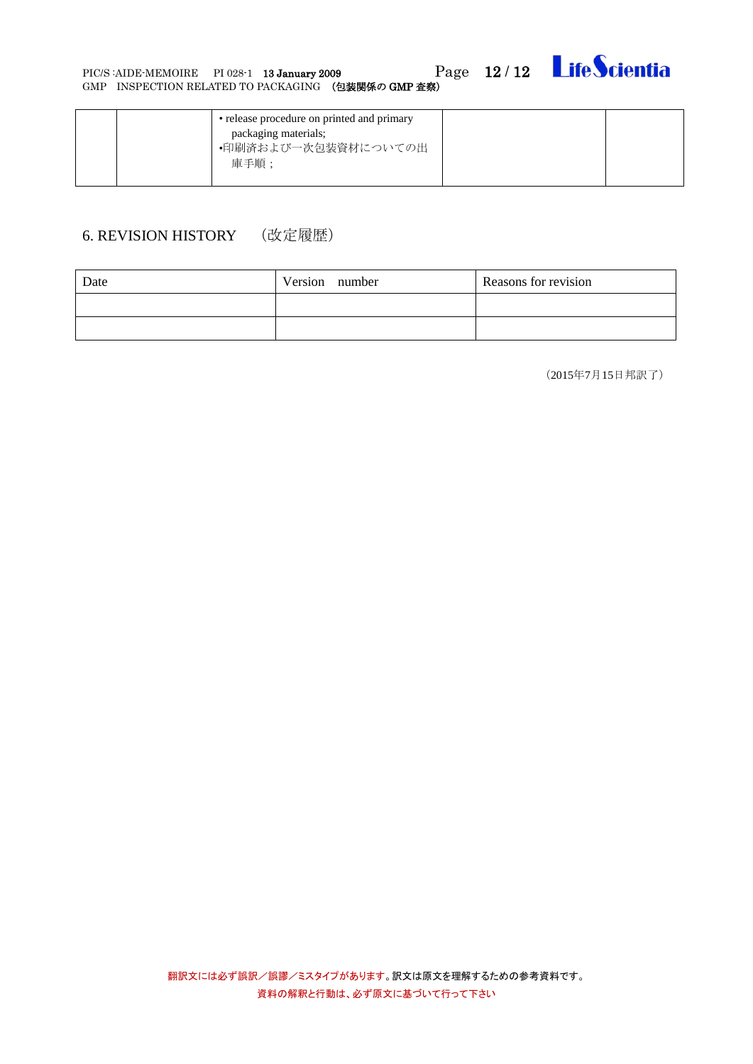| | | | | |
|---|---|---|---|---|
| | | • release procedure on printed and primary packaging materials;<br>•印刷済および一次包装資材についての出庫手順； | | |

## 6. REVISION HISTORY　（改定履歴）

| Date | Version　number | Reasons for revision |
|---|---|---|
| | | |
| | | |

（2015年7月15日邦訳了）

翻訳文には必ず誤訳／誤謬／ミスタイプがあります。訳文は原文を理解するための参考資料です。
資料の解釈と行動は、必ず原文に基づいて行って下さい